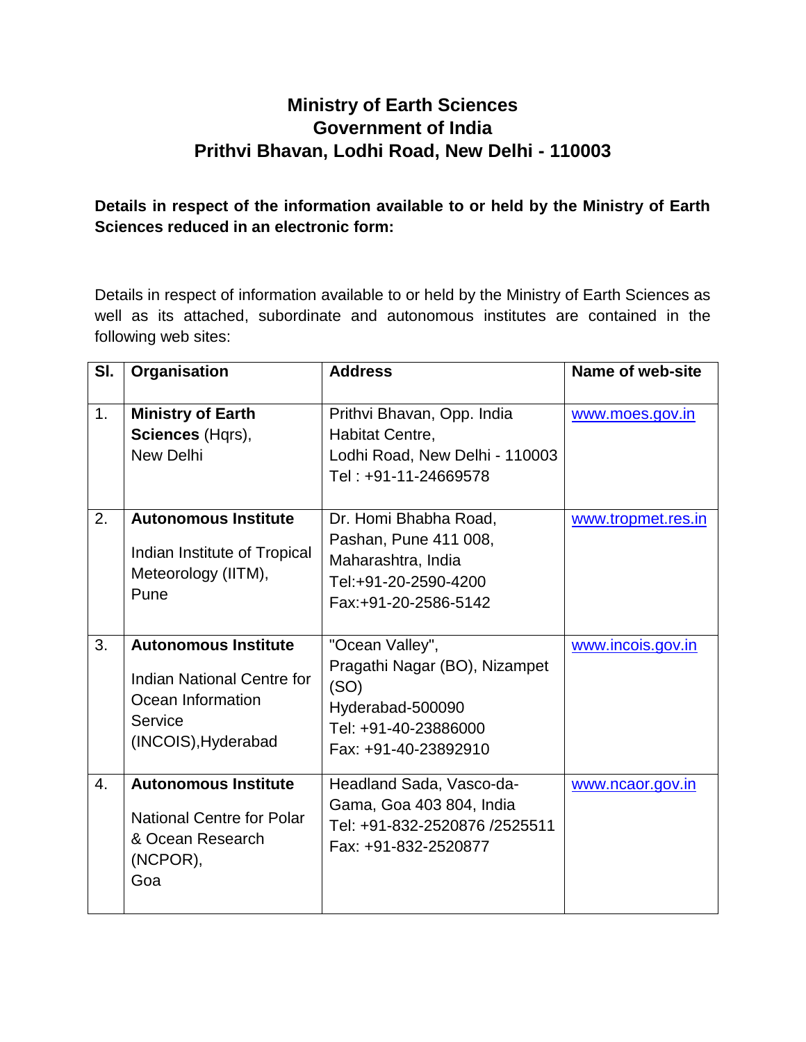# Ministry of Earth Sciences
# Government of India
# Prithvi Bhavan, Lodhi Road, New Delhi - 110003

**Details in respect of the information available to or held by the Ministry of Earth Sciences reduced in an electronic form:**

Details in respect of information available to or held by the Ministry of Earth Sciences as well as its attached, subordinate and autonomous institutes are contained in the following web sites:

| Sl. | Organisation | Address | Name of web-site |
|---|---|---|---|
| 1. | **Ministry of Earth Sciences** (Hqrs), New Delhi | Prithvi Bhavan, Opp. India Habitat Centre, Lodhi Road, New Delhi - 110003 Tel : +91-11-24669578 | www.moes.gov.in |
| 2. | **Autonomous Institute** Indian Institute of Tropical Meteorology (IITM), Pune | Dr. Homi Bhabha Road, Pashan, Pune 411 008, Maharashtra, India Tel:+91-20-2590-4200 Fax:+91-20-2586-5142 | www.tropmet.res.in |
| 3. | **Autonomous Institute** Indian National Centre for Ocean Information Service (INCOIS),Hyderabad | "Ocean Valley", Pragathi Nagar (BO), Nizampet (SO) Hyderabad-500090 Tel: +91-40-23886000 Fax: +91-40-23892910 | www.incois.gov.in |
| 4. | **Autonomous Institute** National Centre for Polar & Ocean Research (NCPOR), Goa | Headland Sada, Vasco-da-Gama, Goa 403 804, India Tel: +91-832-2520876 /2525511 Fax: +91-832-2520877 | www.ncaor.gov.in |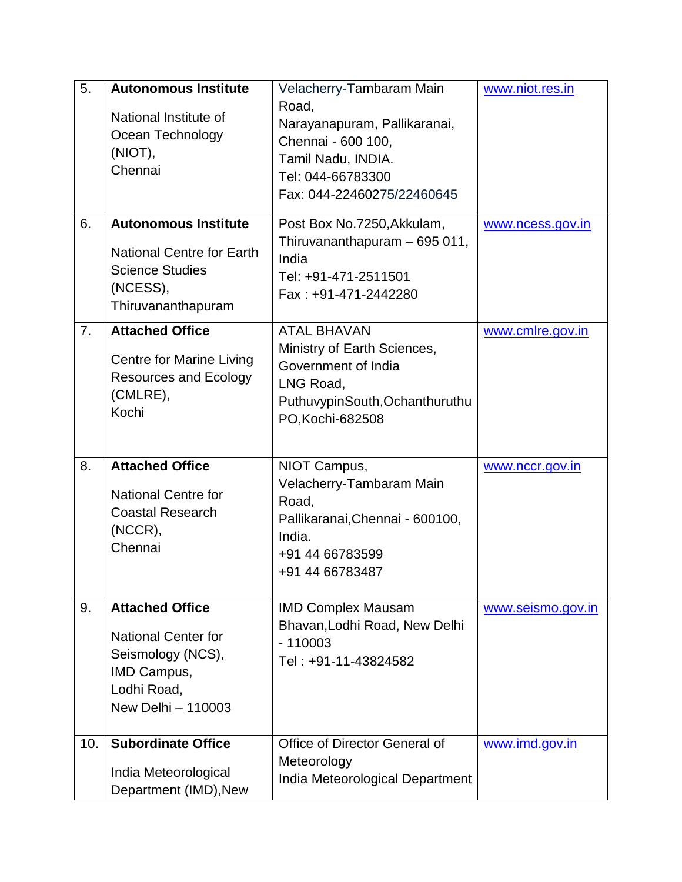| 5. | **Autonomous Institute**<br><br>National Institute of Ocean Technology (NIOT), Chennai | Velacherry-Tambaram Main Road,<br>Narayanapuram, Pallikaranai,<br>Chennai - 600 100,<br>Tamil Nadu, INDIA.<br>Tel: 044-66783300<br>Fax: 044-22460275/22460645 | www.niot.res.in |
|---|---|---|---|
| 6. | **Autonomous Institute**<br><br>National Centre for Earth Science Studies (NCESS), Thiruvananthapuram | Post Box No.7250,Akkulam,<br>Thiruvananthapuram – 695 011, India<br>Tel: +91-471-2511501<br>Fax : +91-471-2442280 | www.ncess.gov.in |
| 7. | **Attached Office**<br><br>Centre for Marine Living Resources and Ecology (CMLRE), Kochi | ATAL BHAVAN<br>Ministry of Earth Sciences, Government of India<br>LNG Road,<br>PuthuvypinSouth,Ochanthuruthu PO,Kochi-682508 | www.cmlre.gov.in |
| 8. | **Attached Office**<br><br>National Centre for Coastal Research (NCCR), Chennai | NIOT Campus,<br>Velacherry-Tambaram Main Road,<br>Pallikaranai,Chennai - 600100, India.<br>+91 44 66783599<br>+91 44 66783487 | www.nccr.gov.in |
| 9. | **Attached Office**<br><br>National Center for Seismology (NCS), IMD Campus, Lodhi Road, New Delhi – 110003 | IMD Complex Mausam Bhavan,Lodhi Road, New Delhi - 110003<br>Tel : +91-11-43824582 | www.seismo.gov.in |
| 10. | **Subordinate Office**<br><br>India Meteorological Department (IMD),New | Office of Director General of Meteorology<br>India Meteorological Department | www.imd.gov.in |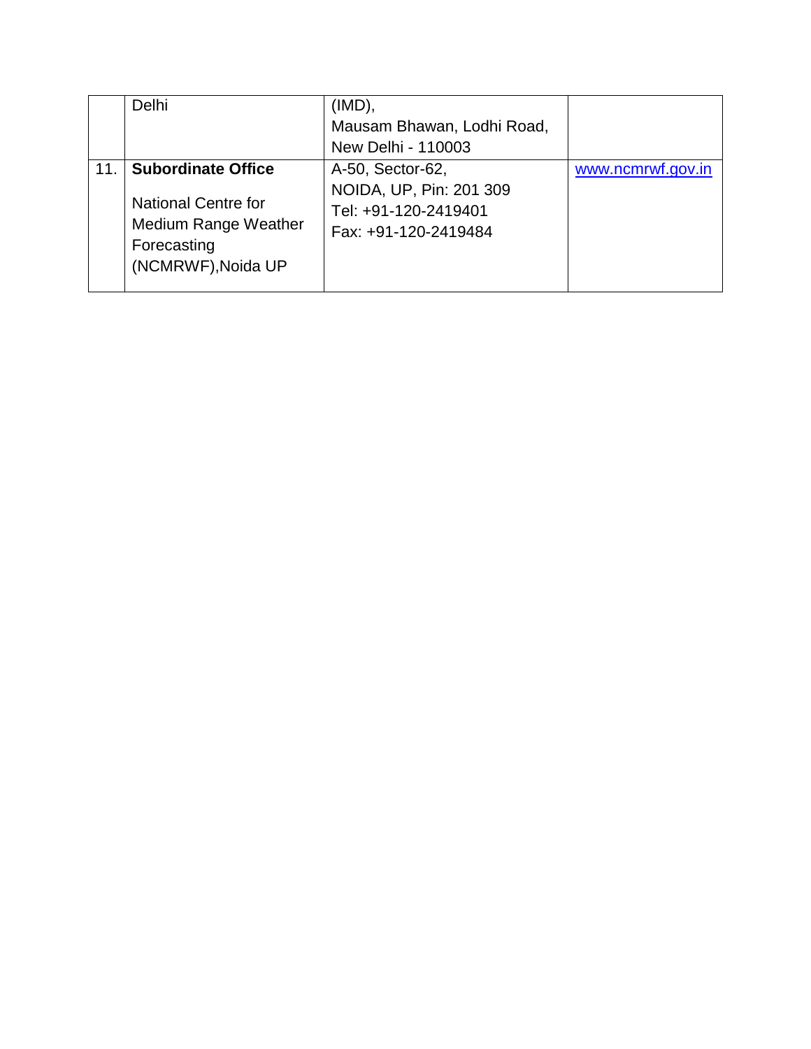| | | | |
|---|---|---|---|
| | Delhi | (IMD),<br>Mausam Bhawan, Lodhi Road,<br>New Delhi - 110003 | |
| 11. | **Subordinate Office**<br><br>National Centre for Medium Range Weather Forecasting (NCMRWF),Noida UP | A-50, Sector-62,<br>NOIDA, UP, Pin: 201 309<br>Tel: +91-120-2419401<br>Fax: +91-120-2419484 | [www.ncmrwf.gov.in](http://www.ncmrwf.gov.in) |